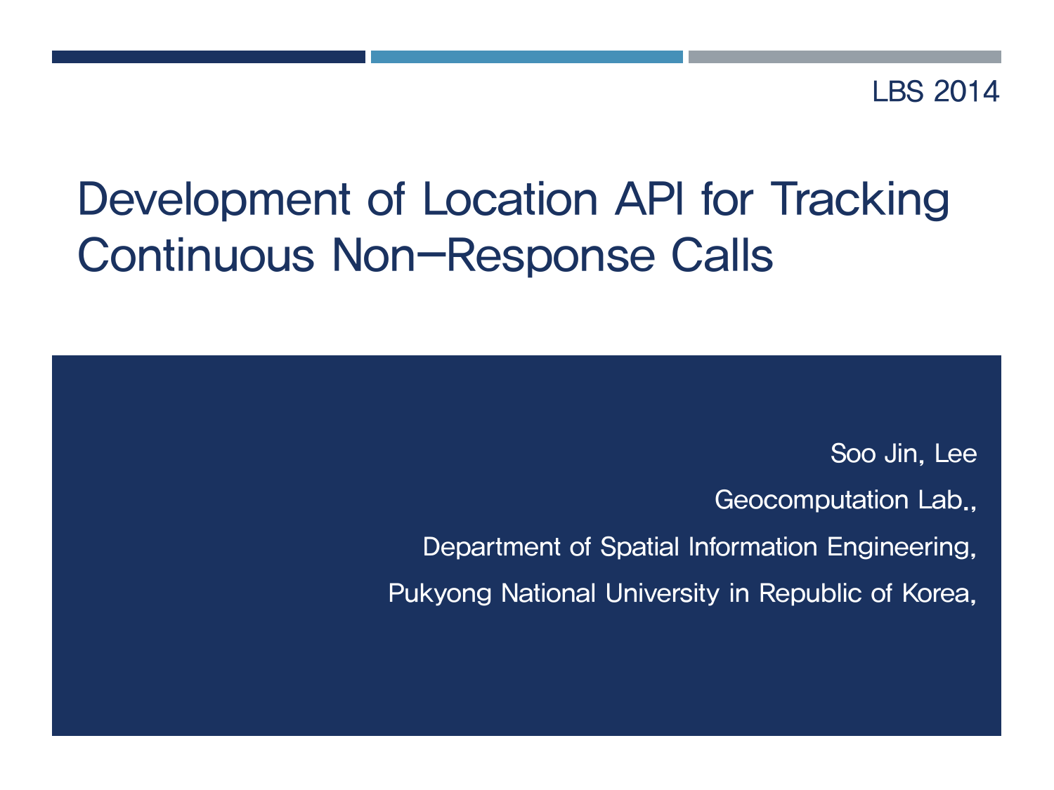LBS 2014

# Development of Location API for Tracking Continuous Non-Response Calls

Soo Jin, Lee

Geocomputation Lab.,

Department of Spatial Information Engineering,

Pukyong National University in Republic of Korea,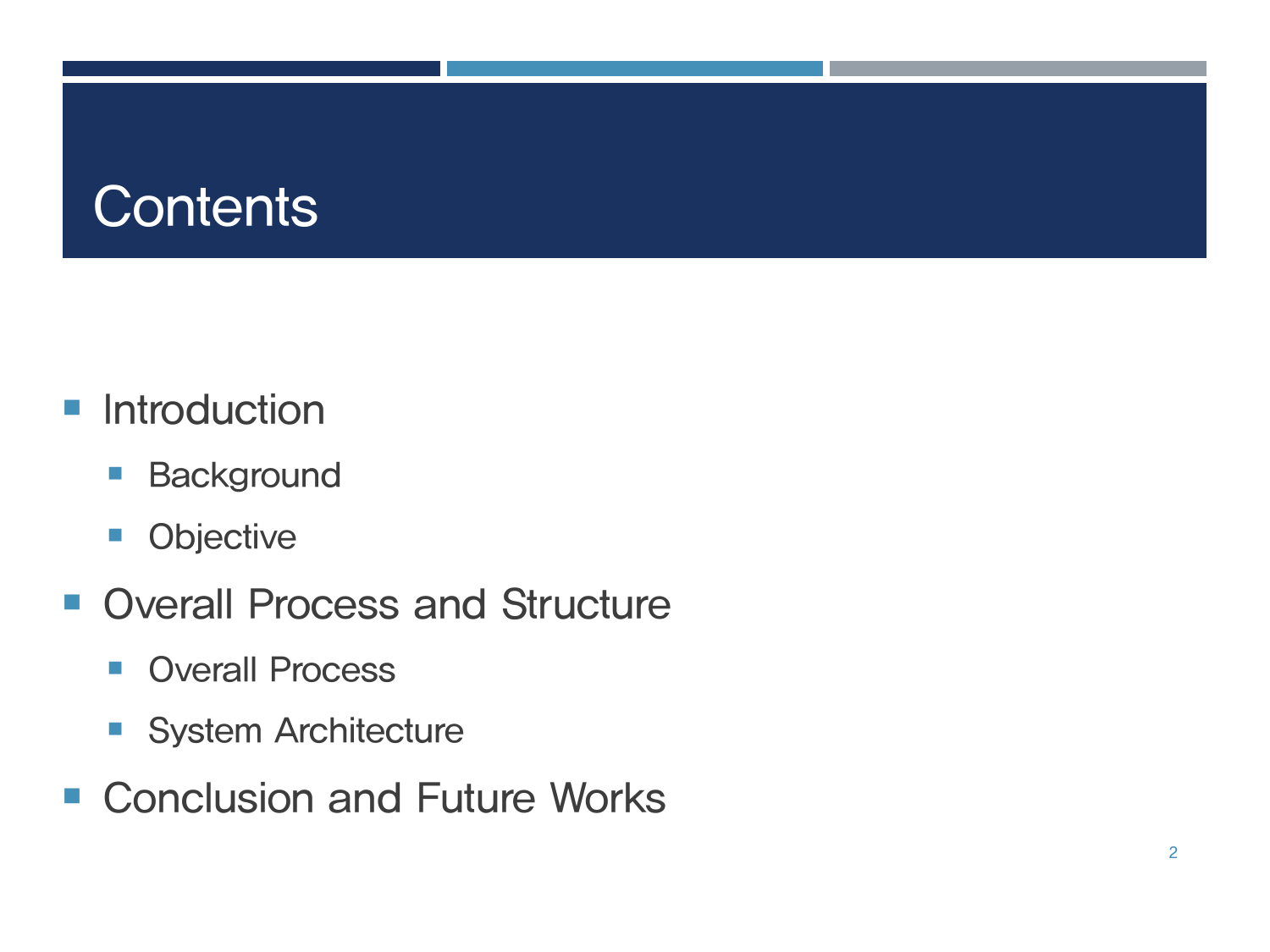# Contents

- Introduction
  - Background
  - Objective
- Overall Process and Structure
  - Overall Process
  - System Architecture
- Conclusion and Future Works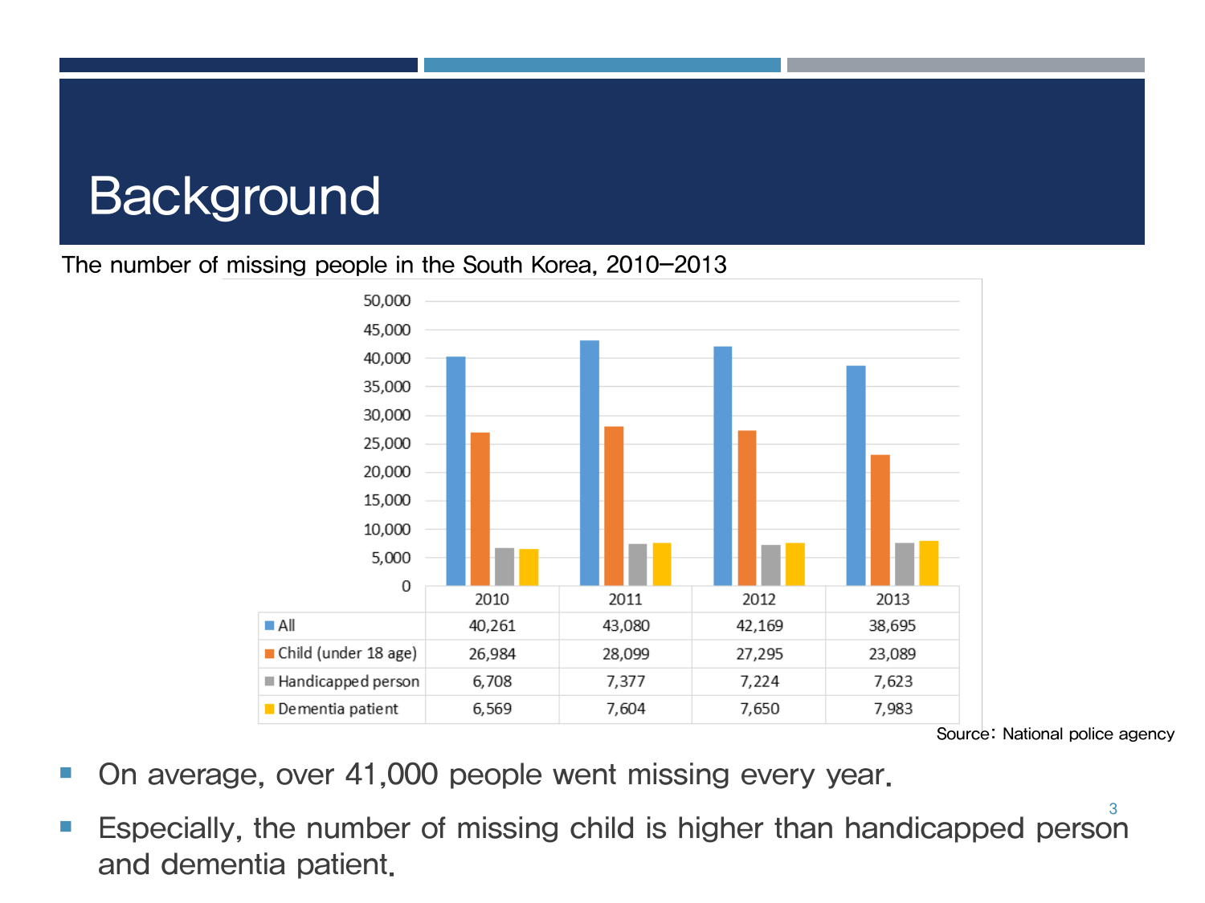# Background

The number of missing people in the South Korea, 2010–2013

| | 2010 | 2011 | 2012 | 2013 |
|---|---|---|---|---|
| All | 40,261 | 43,080 | 42,169 | 38,695 |
| Child (under 18 age) | 26,984 | 28,099 | 27,295 | 23,089 |
| Handicapped person | 6,708 | 7,377 | 7,224 | 7,623 |
| Dementia patient | 6,569 | 7,604 | 7,650 | 7,983 |

Source: National police agency

- On average, over 41,000 people went missing every year.
- Especially, the number of missing child is higher than handicapped person and dementia patient.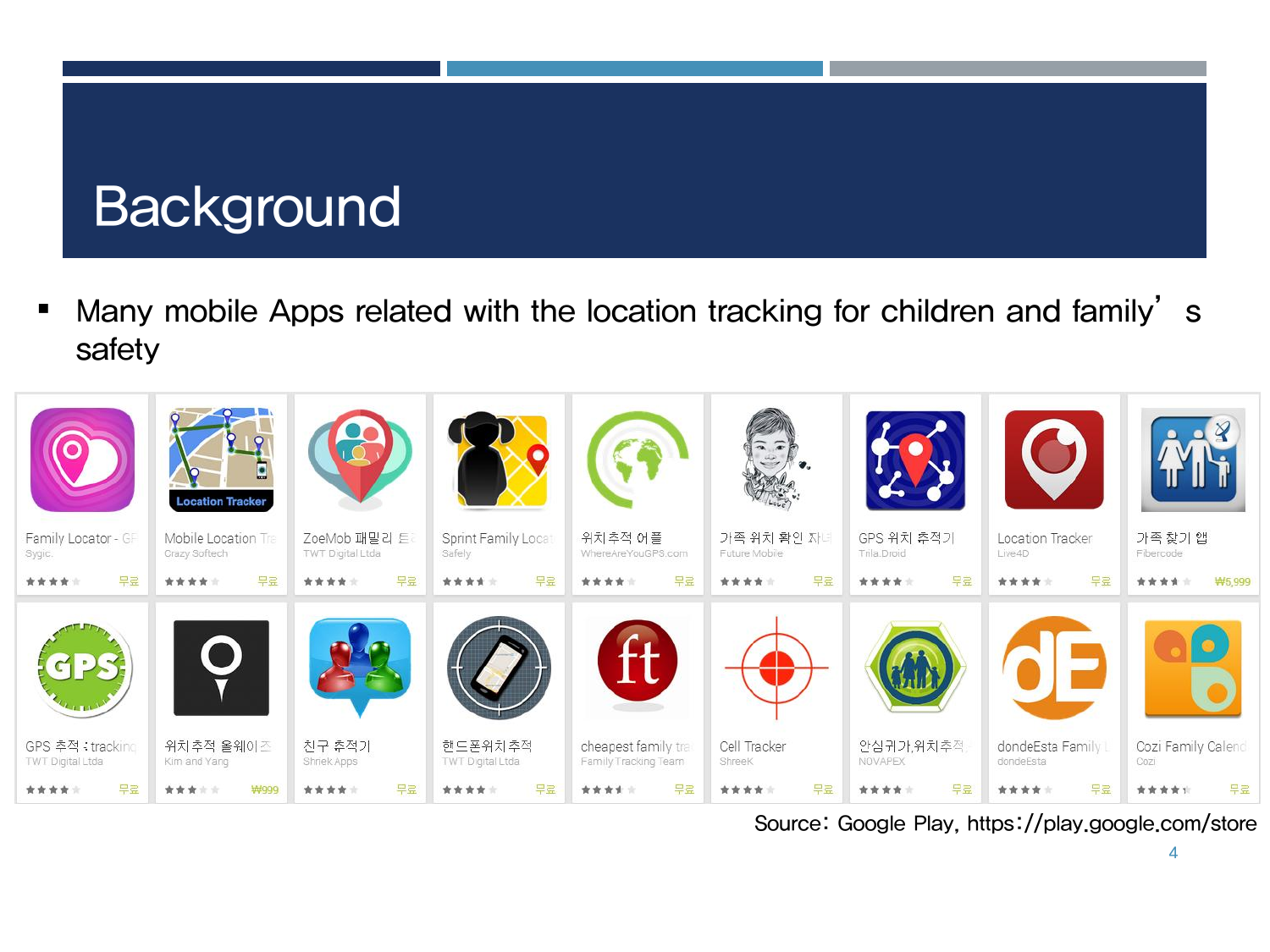# Background

- Many mobile Apps related with the location tracking for children and family’s safety

| | | | | | | | | |
|---|---|---|---|---|---|---|---|---|
| Family Locator - GP<br>Sygic<br>무료 | Mobile Location Tr<br>Crazy Softech<br>무료 | ZoeMob 패밀리 트<br>TWT Digital Ltda<br>무료 | Sprint Family Locat<br>Safely<br>무료 | 위치추적 어플<br>WhereAreYouGPS.com<br>무료 | 가족 위치 확인 자녀<br>Future Mobile<br>무료 | GPS 위치 추적기<br>Trila.Droid<br>무료 | Location Tracker<br>Live4D<br>무료 | 가족 찾기 앱<br>Fibercode<br>₩5,999 |
| GPS 추적 : tracking<br>TWT Digital Ltda<br>무료 | 위치추적 올웨이즈<br>Kim and Yang<br>₩999 | 친구 추적기<br>Shriek Apps<br>무료 | 핸드폰위치추적<br>TWT Digital Ltda<br>무료 | cheapest family tra<br>Family Tracking Team<br>무료 | Cell Tracker<br>ShreeK<br>무료 | 안심귀가,위치추적<br>NOVAPEX<br>무료 | dondeEsta Family L<br>dondeEsta<br>무료 | Cozi Family Calend<br>Cozi<br>무료 |

Source: Google Play, https://play.google.com/store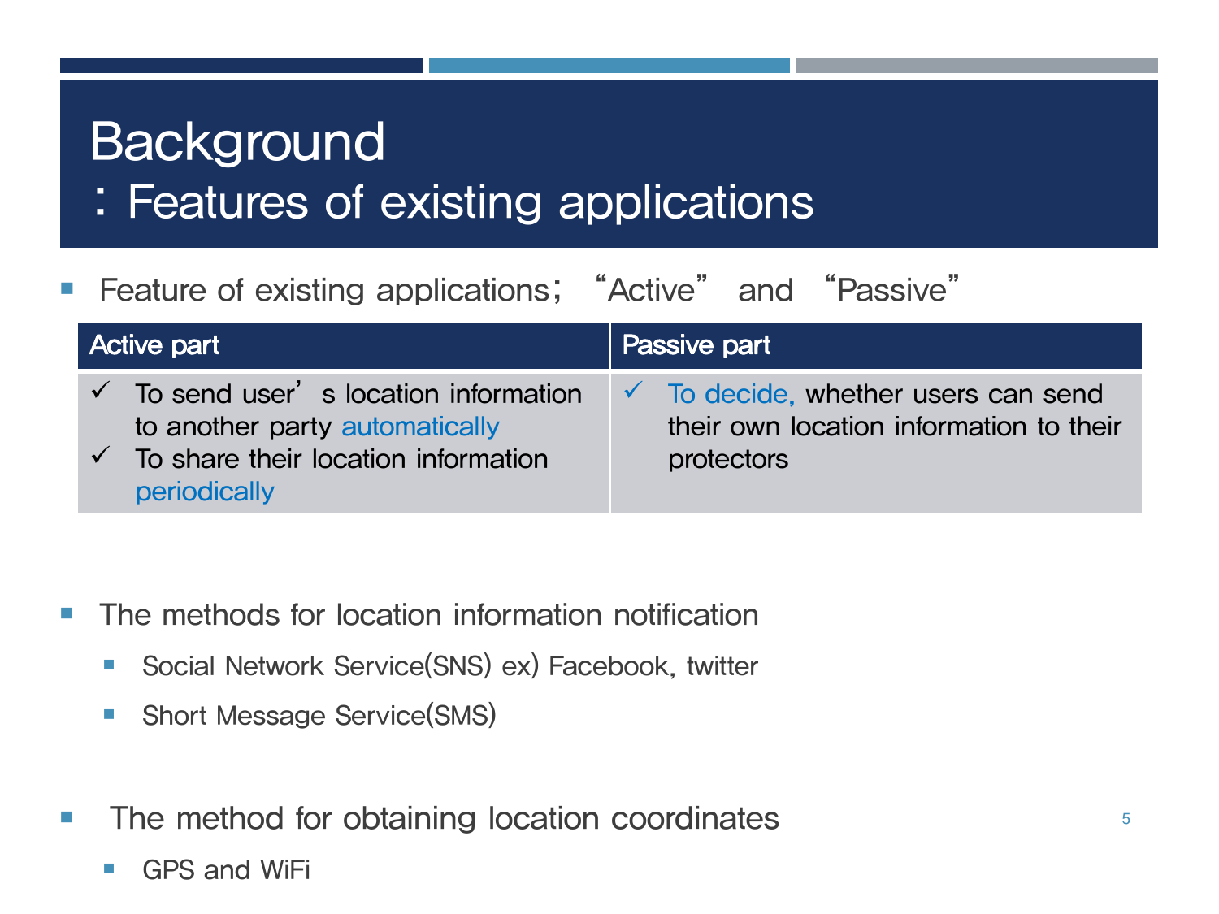# Background
## ：Features of existing applications

- Feature of existing applications； “Active” and “Passive”

| Active part | Passive part |
| --- | --- |
| ✓ To send user’s location information to another party automatically<br>✓ To share their location information periodically | ✓ To decide, whether users can send their own location information to their protectors |

- The methods for location information notification
  - Social Network Service(SNS) ex) Facebook, twitter
  - Short Message Service(SMS)

- The method for obtaining location coordinates
  - GPS and WiFi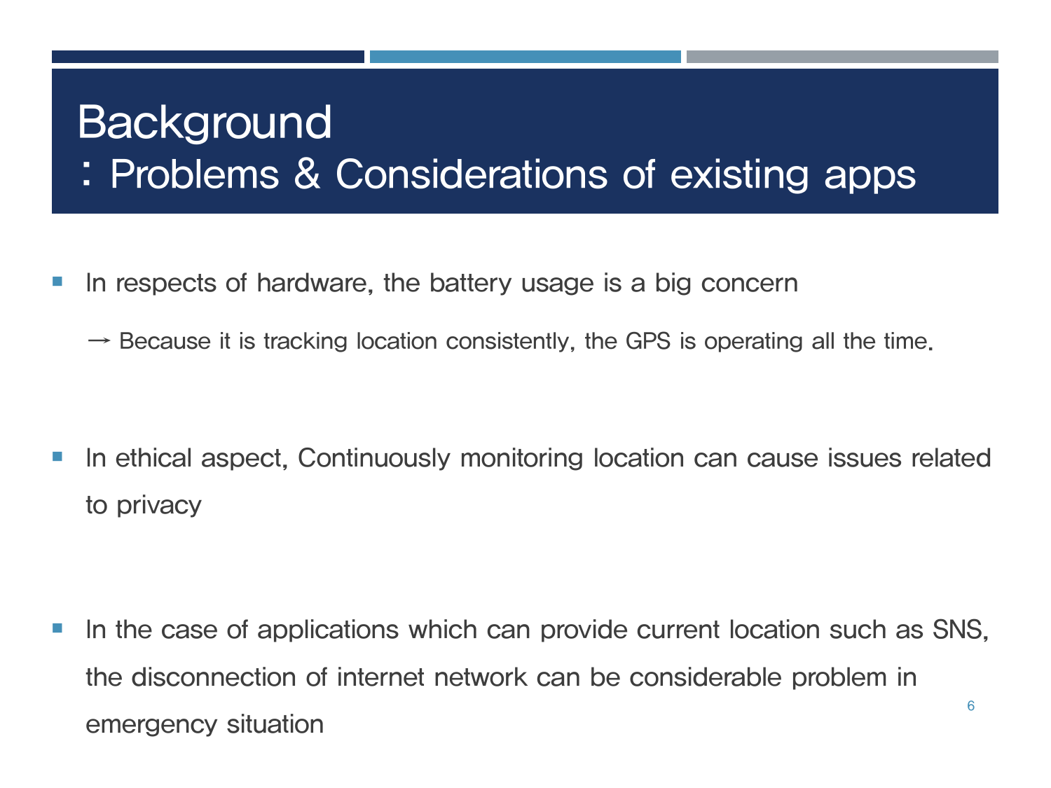# Background
## : Problems & Considerations of existing apps

- In respects of hardware, the battery usage is a big concern

  → Because it is tracking location consistently, the GPS is operating all the time.

- In ethical aspect, Continuously monitoring location can cause issues related to privacy

- In the case of applications which can provide current location such as SNS, the disconnection of internet network can be considerable problem in emergency situation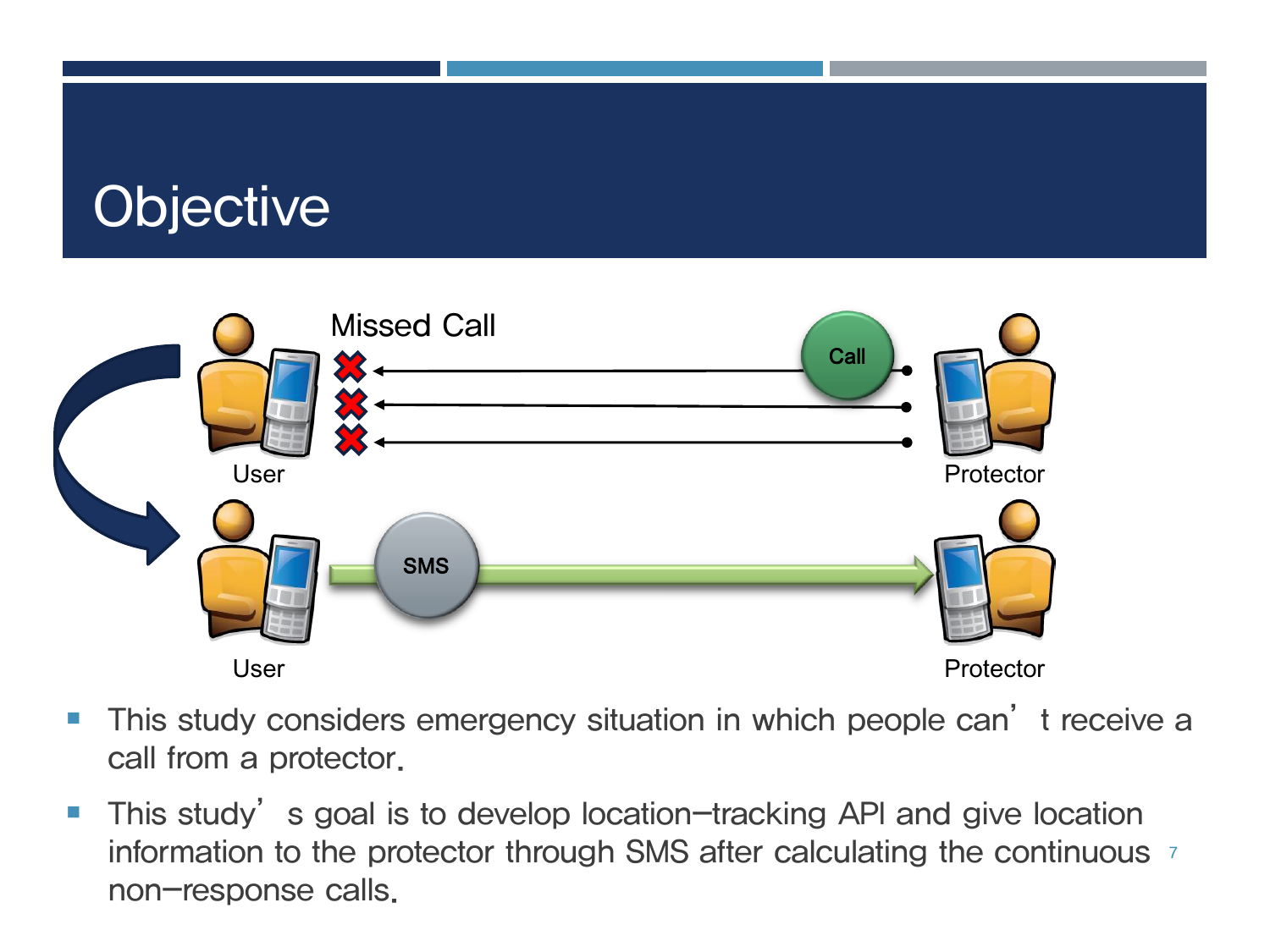# Objective

Missed Call

Call

User

Protector

SMS

User

Protector

- This study considers emergency situation in which people can't receive a call from a protector.
- This study's goal is to develop location-tracking API and give location information to the protector through SMS after calculating the continuous non-response calls.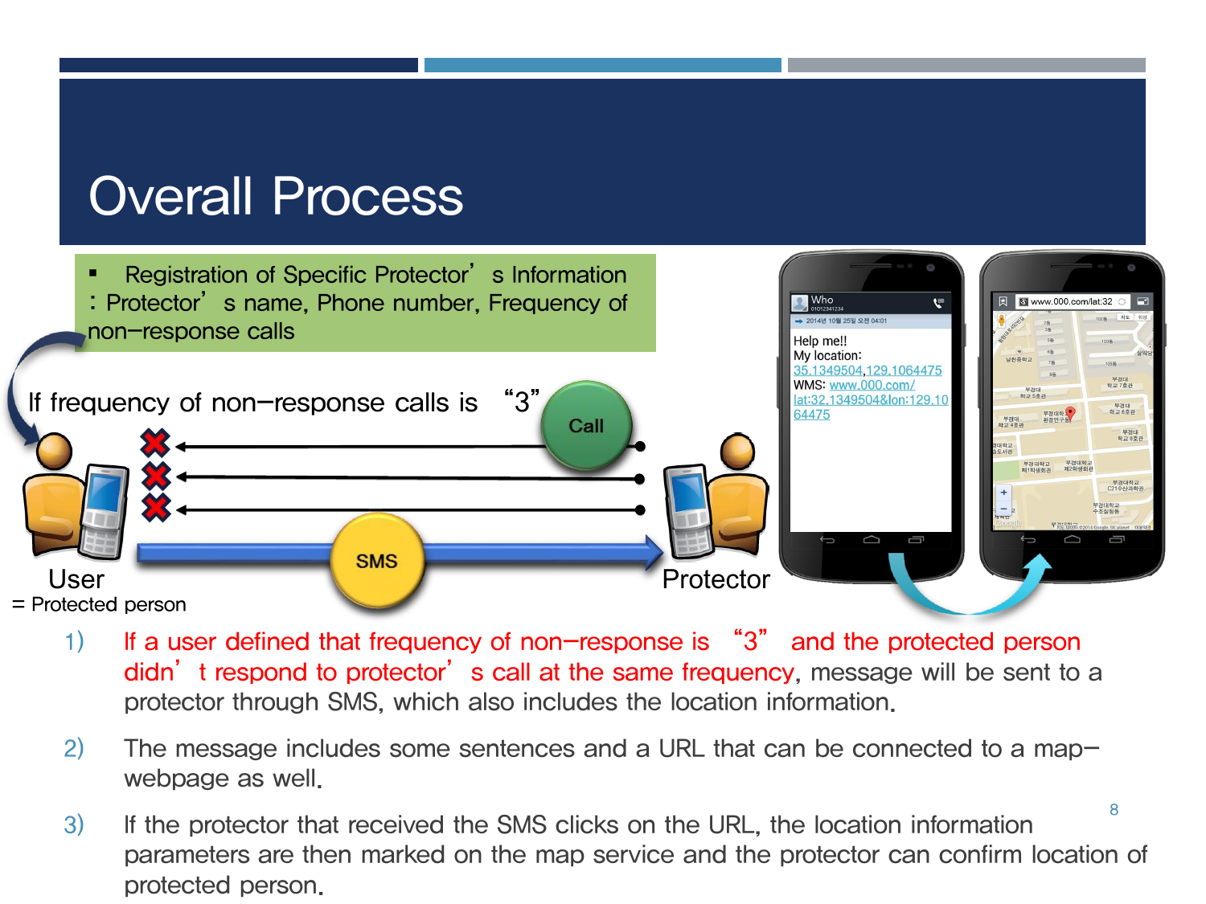# Overall Process

- Registration of Specific Protector's Information : Protector's name, Phone number, Frequency of non-response calls

If frequency of non-response calls is "3"

Call

SMS

User
= Protected person

Protector

Who
01012341234
2014년 10월 25일 오전 04:01
Help me!!
My location:
35.1349504,129.1064475
WMS: www.000.com/lat:32.1349504&lon:129.1064475

www.000.com/lat:32

1) If a user defined that frequency of non-response is "3" and the protected person didn't respond to protector's call at the same frequency, message will be sent to a protector through SMS, which also includes the location information.

2) The message includes some sentences and a URL that can be connected to a map-webpage as well.

3) If the protector that received the SMS clicks on the URL, the location information parameters are then marked on the map service and the protector can confirm location of protected person.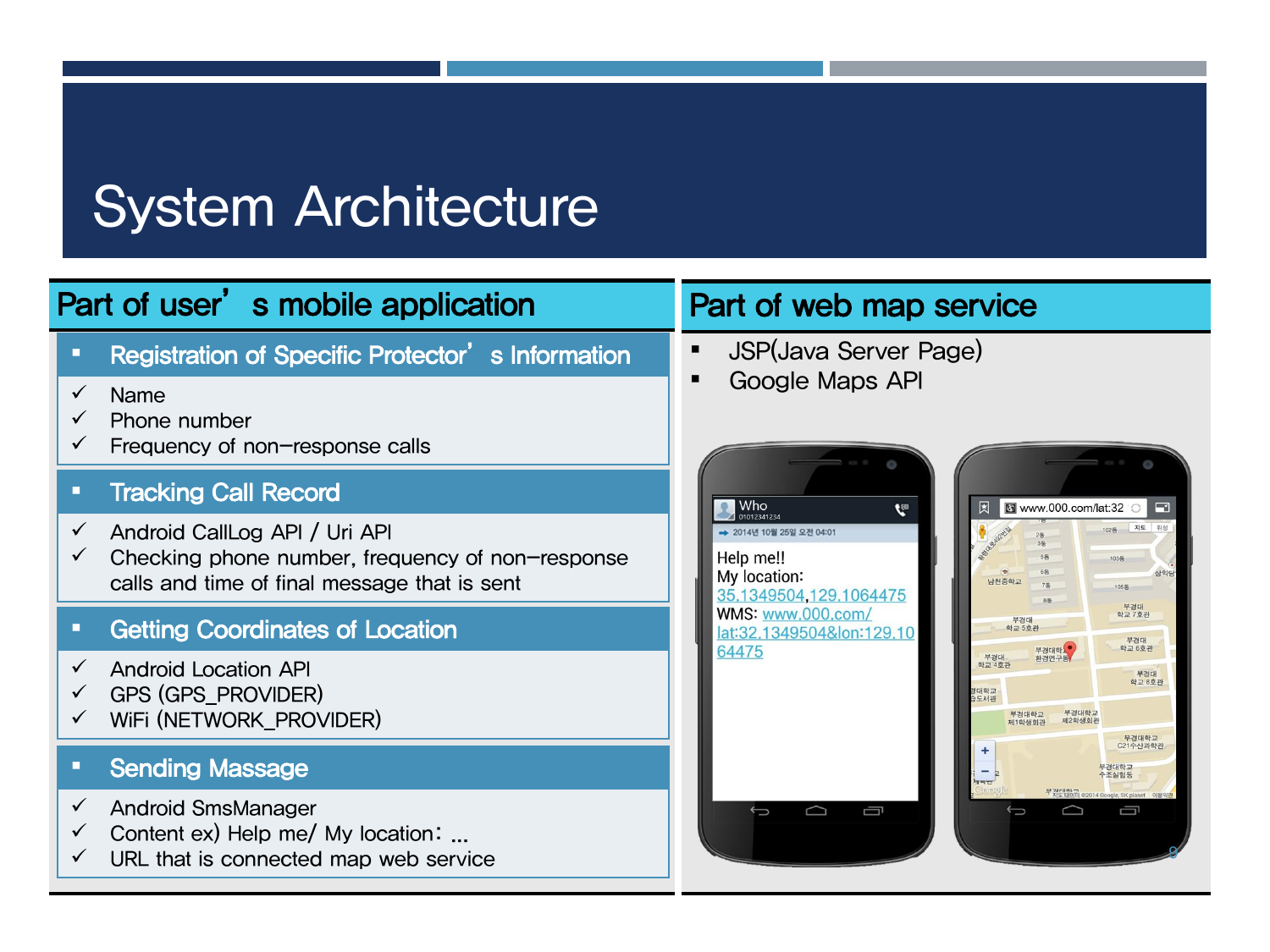# System Architecture

## Part of user's mobile application

### Registration of Specific Protector's Information

- ✓ Name
- ✓ Phone number
- ✓ Frequency of non-response calls

### Tracking Call Record

- ✓ Android CallLog API / Uri API
- ✓ Checking phone number, frequency of non-response calls and time of final message that is sent

### Getting Coordinates of Location

- ✓ Android Location API
- ✓ GPS (GPS_PROVIDER)
- ✓ WiFi (NETWORK_PROVIDER)

### Sending Massage

- ✓ Android SmsManager
- ✓ Content ex) Help me/ My location: ...
- ✓ URL that is connected map web service

## Part of web map service

- JSP(Java Server Page)
- Google Maps API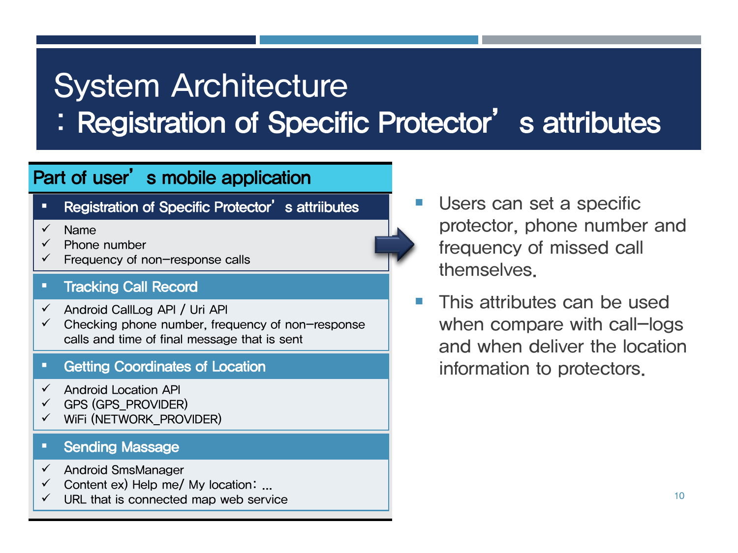# System Architecture
## : Registration of Specific Protector's attributes

**Part of user's mobile application**

- **Registration of Specific Protector's attriibutes**
  - ✓ Name
  - ✓ Phone number
  - ✓ Frequency of non-response calls
- **Tracking Call Record**
  - ✓ Android CallLog API / Uri API
  - ✓ Checking phone number, frequency of non-response calls and time of final message that is sent
- **Getting Coordinates of Location**
  - ✓ Android Location API
  - ✓ GPS (GPS_PROVIDER)
  - ✓ WiFi (NETWORK_PROVIDER)
- **Sending Massage**
  - ✓ Android SmsManager
  - ✓ Content ex) Help me/ My location: …
  - ✓ URL that is connected map web service

- Users can set a specific protector, phone number and frequency of missed call themselves.
- This attributes can be used when compare with call-logs and when deliver the location information to protectors.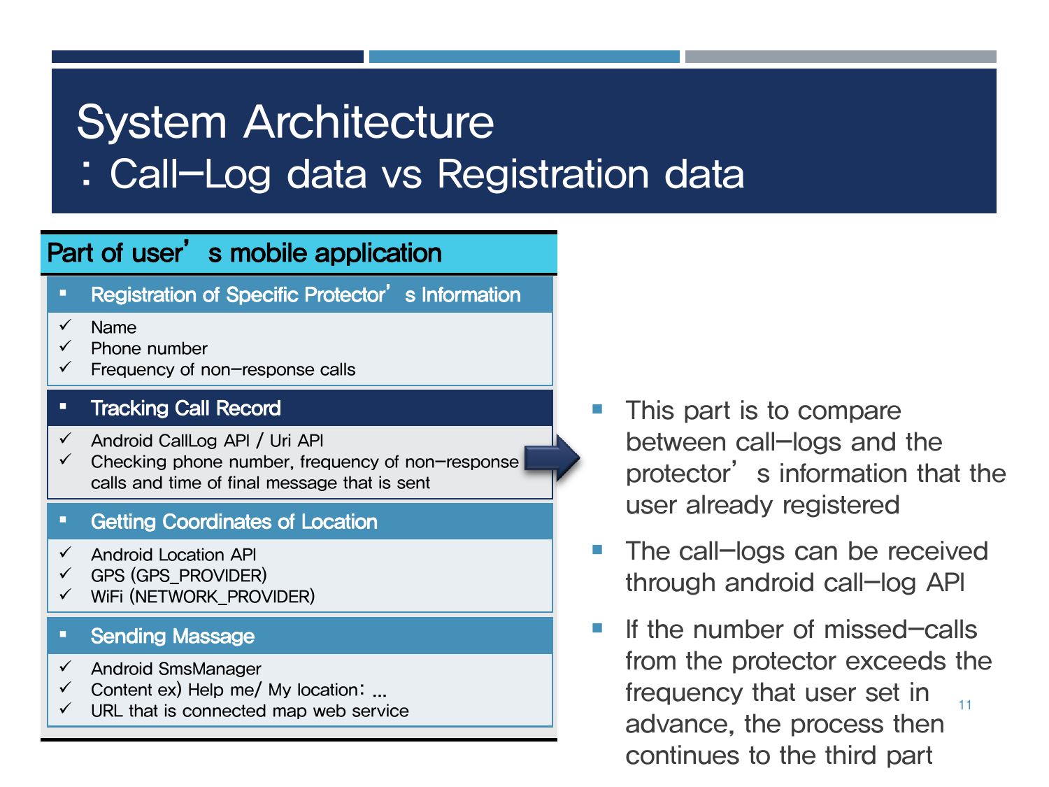# System Architecture
## : Call–Log data vs Registration data

### Part of user's mobile application

**Registration of Specific Protector's Information**

- ✓ Name
- ✓ Phone number
- ✓ Frequency of non–response calls

**Tracking Call Record**

- ✓ Android CallLog API / Uri API
- ✓ Checking phone number, frequency of non–response calls and time of final message that is sent

**Getting Coordinates of Location**

- ✓ Android Location API
- ✓ GPS (GPS_PROVIDER)
- ✓ WiFi (NETWORK_PROVIDER)

**Sending Massage**

- ✓ Android SmsManager
- ✓ Content ex) Help me/ My location: …
- ✓ URL that is connected map web service

---

- This part is to compare between call–logs and the protector's information that the user already registered
- The call–logs can be received through android call–log API
- If the number of missed–calls from the protector exceeds the frequency that user set in advance, the process then continues to the third part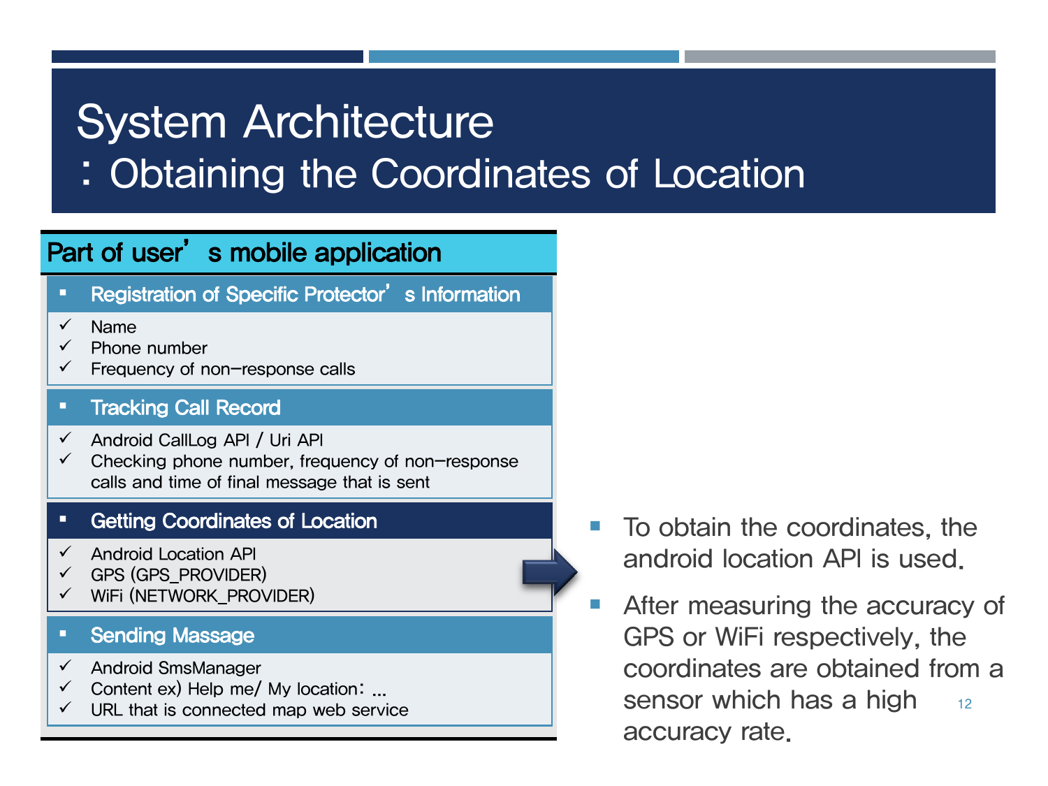# System Architecture
## : Obtaining the Coordinates of Location

**Part of user's mobile application**

- **Registration of Specific Protector's Information**
  - ✓ Name
  - ✓ Phone number
  - ✓ Frequency of non-response calls
- **Tracking Call Record**
  - ✓ Android CallLog API / Uri API
  - ✓ Checking phone number, frequency of non-response calls and time of final message that is sent
- **Getting Coordinates of Location**
  - ✓ Android Location API
  - ✓ GPS (GPS_PROVIDER)
  - ✓ WiFi (NETWORK_PROVIDER)
- **Sending Massage**
  - ✓ Android SmsManager
  - ✓ Content ex) Help me/ My location: ...
  - ✓ URL that is connected map web service

- To obtain the coordinates, the android location API is used.
- After measuring the accuracy of GPS or WiFi respectively, the coordinates are obtained from a sensor which has a high accuracy rate.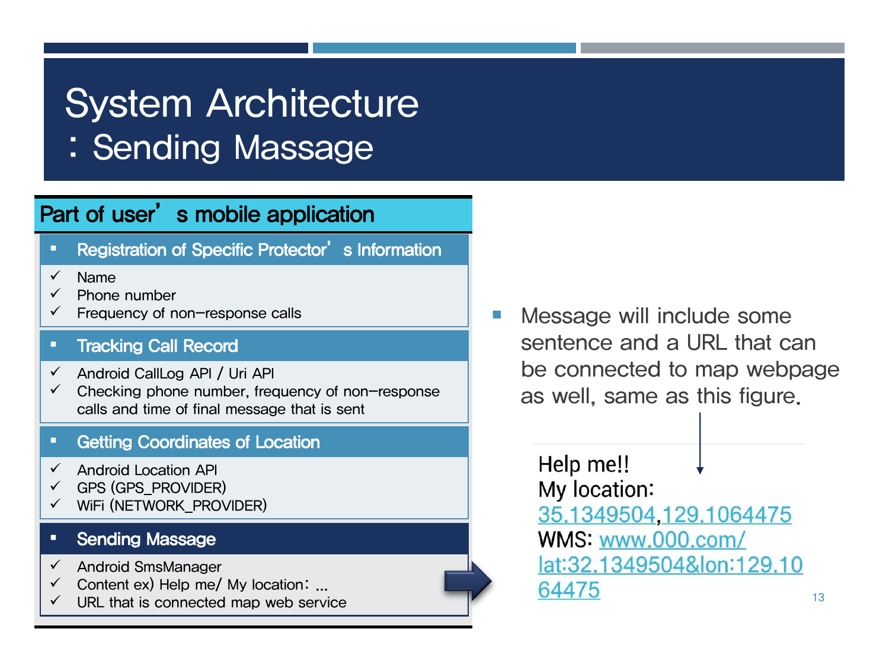# System Architecture
## : Sending Massage

### Part of user's mobile application

- **Registration of Specific Protector's Information**
  - ✓ Name
  - ✓ Phone number
  - ✓ Frequency of non-response calls
- **Tracking Call Record**
  - ✓ Android CallLog API / Uri API
  - ✓ Checking phone number, frequency of non-response calls and time of final message that is sent
- **Getting Coordinates of Location**
  - ✓ Android Location API
  - ✓ GPS (GPS_PROVIDER)
  - ✓ WiFi (NETWORK_PROVIDER)
- **Sending Massage**
  - ✓ Android SmsManager
  - ✓ Content ex) Help me/ My location: …
  - ✓ URL that is connected map web service

- Message will include some sentence and a URL that can be connected to map webpage as well, same as this figure.

Help me!!
My location:
35.1349504,129.1064475
WMS: www.000.com/lat:32.1349504&lon:129.1064475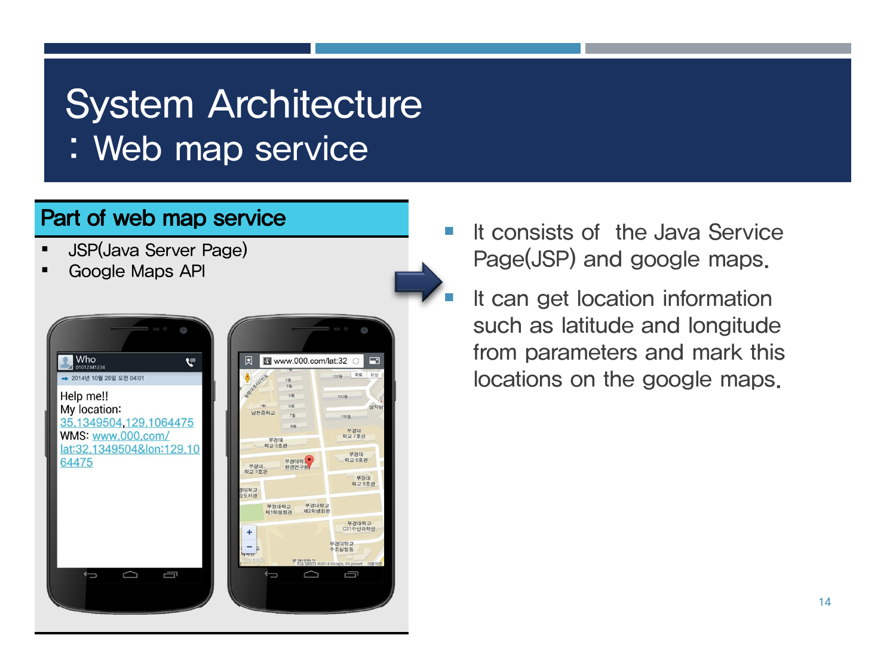# System Architecture
## : Web map service

**Part of web map service**

- JSP(Java Server Page)
- Google Maps API

- It consists of the Java Service Page(JSP) and google maps.
- It can get location information such as latitude and longitude from parameters and mark this locations on the google maps.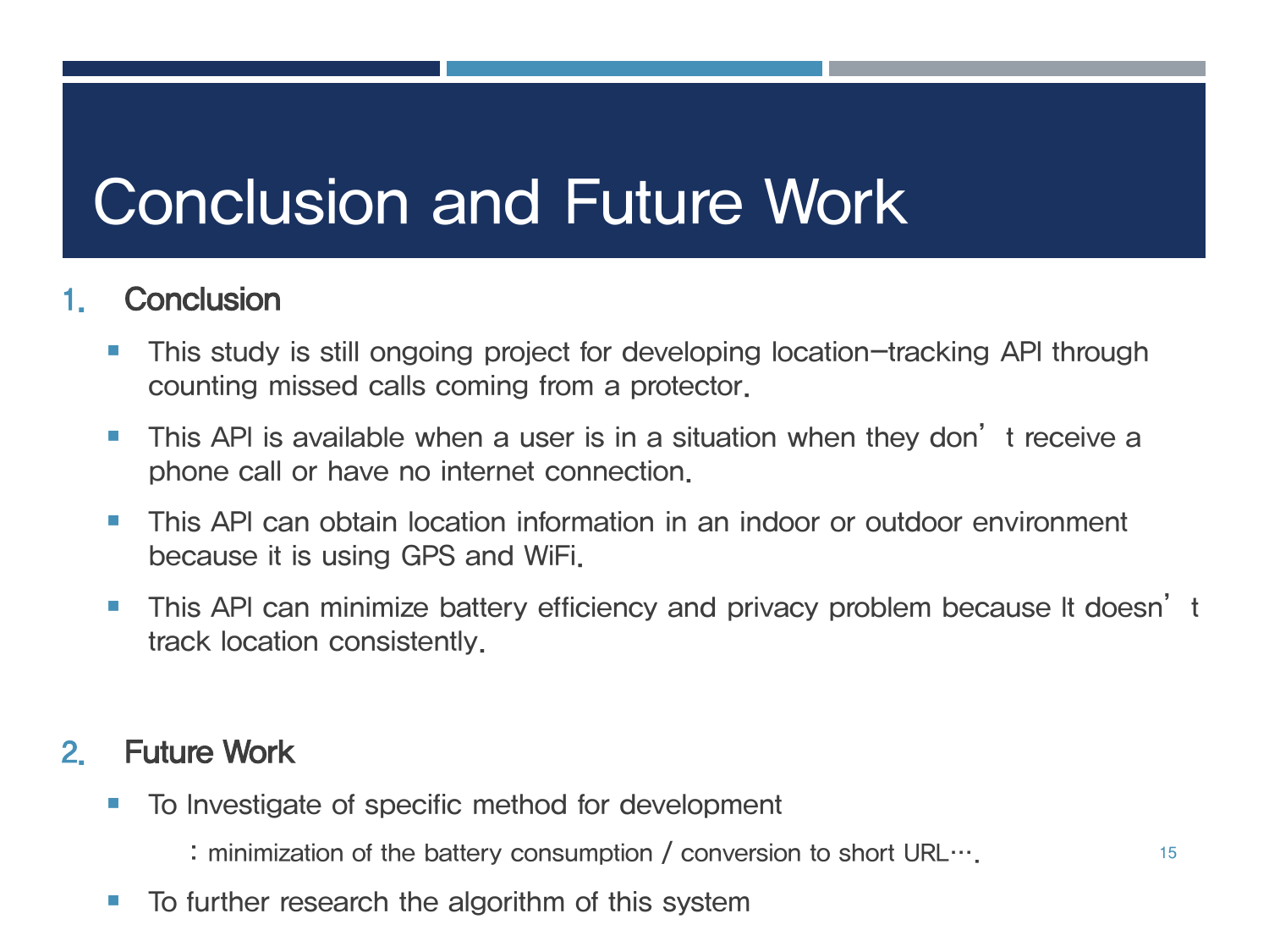# Conclusion and Future Work

1. **Conclusion**

   - This study is still ongoing project for developing location–tracking API through counting missed calls coming from a protector.
   - This API is available when a user is in a situation when they don' t receive a phone call or have no internet connection.
   - This API can obtain location information in an indoor or outdoor environment because it is using GPS and WiFi.
   - This API can minimize battery efficiency and privacy problem because It doesn' t track location consistently.

2. **Future Work**

   - To Investigate of specific method for development

     : minimization of the battery consumption / conversion to short URL….

   - To further research the algorithm of this system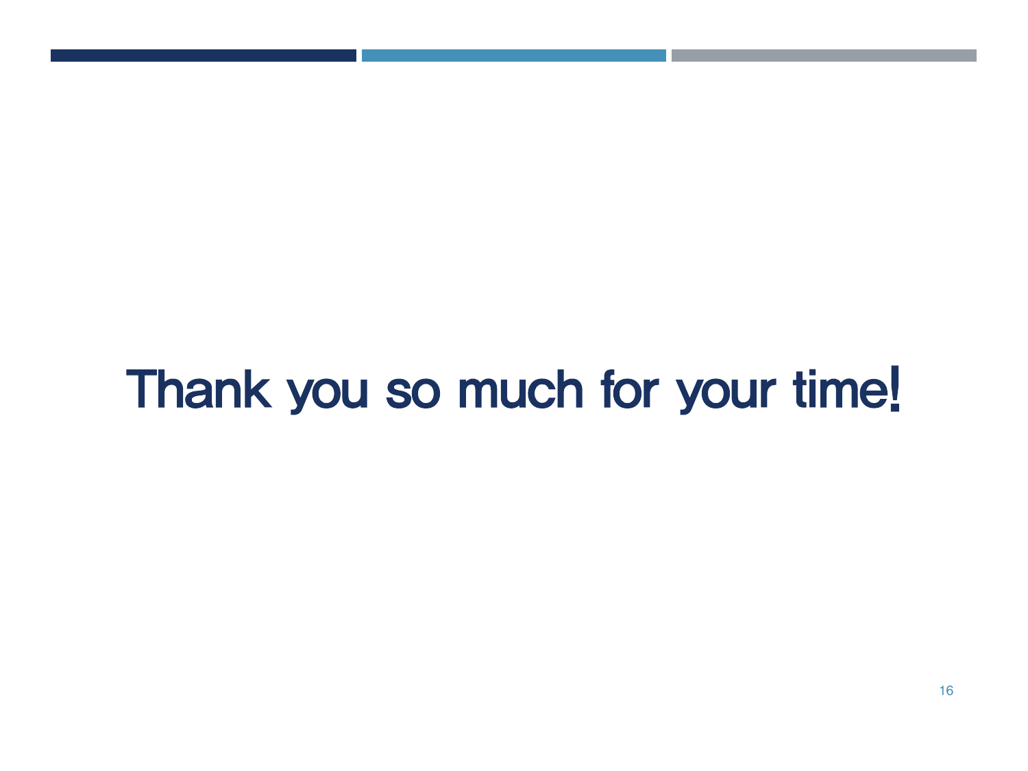# Thank you so much for your time!